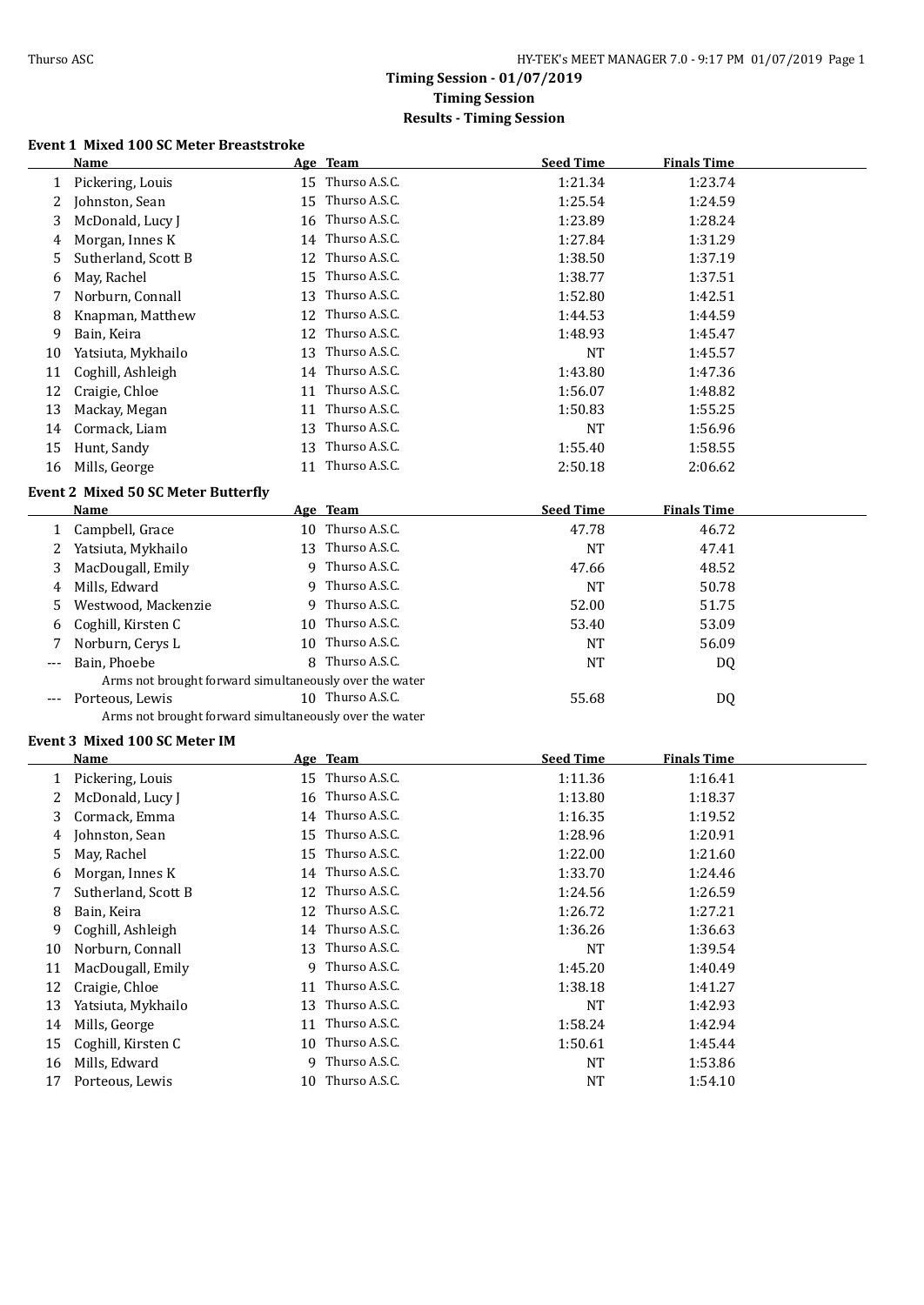# Timing Session - 01/07/2019

## Timing Session

## Results - Timing Session

### Event 1 Mixed 100 SC Meter Breaststroke

| | Name | Age | Team | Seed Time | Finals Time |
|---|---|---|---|---|---|
| 1 | Pickering, Louis | 15 | Thurso A.S.C. | 1:21.34 | 1:23.74 |
| 2 | Johnston, Sean | 15 | Thurso A.S.C. | 1:25.54 | 1:24.59 |
| 3 | McDonald, Lucy J | 16 | Thurso A.S.C. | 1:23.89 | 1:28.24 |
| 4 | Morgan, Innes K | 14 | Thurso A.S.C. | 1:27.84 | 1:31.29 |
| 5 | Sutherland, Scott B | 12 | Thurso A.S.C. | 1:38.50 | 1:37.19 |
| 6 | May, Rachel | 15 | Thurso A.S.C. | 1:38.77 | 1:37.51 |
| 7 | Norburn, Connall | 13 | Thurso A.S.C. | 1:52.80 | 1:42.51 |
| 8 | Knapman, Matthew | 12 | Thurso A.S.C. | 1:44.53 | 1:44.59 |
| 9 | Bain, Keira | 12 | Thurso A.S.C. | 1:48.93 | 1:45.47 |
| 10 | Yatsiuta, Mykhailo | 13 | Thurso A.S.C. | NT | 1:45.57 |
| 11 | Coghill, Ashleigh | 14 | Thurso A.S.C. | 1:43.80 | 1:47.36 |
| 12 | Craigie, Chloe | 11 | Thurso A.S.C. | 1:56.07 | 1:48.82 |
| 13 | Mackay, Megan | 11 | Thurso A.S.C. | 1:50.83 | 1:55.25 |
| 14 | Cormack, Liam | 13 | Thurso A.S.C. | NT | 1:56.96 |
| 15 | Hunt, Sandy | 13 | Thurso A.S.C. | 1:55.40 | 1:58.55 |
| 16 | Mills, George | 11 | Thurso A.S.C. | 2:50.18 | 2:06.62 |

### Event 2 Mixed 50 SC Meter Butterfly

| | Name | Age | Team | Seed Time | Finals Time |
|---|---|---|---|---|---|
| 1 | Campbell, Grace | 10 | Thurso A.S.C. | 47.78 | 46.72 |
| 2 | Yatsiuta, Mykhailo | 13 | Thurso A.S.C. | NT | 47.41 |
| 3 | MacDougall, Emily | 9 | Thurso A.S.C. | 47.66 | 48.52 |
| 4 | Mills, Edward | 9 | Thurso A.S.C. | NT | 50.78 |
| 5 | Westwood, Mackenzie | 9 | Thurso A.S.C. | 52.00 | 51.75 |
| 6 | Coghill, Kirsten C | 10 | Thurso A.S.C. | 53.40 | 53.09 |
| 7 | Norburn, Cerys L | 10 | Thurso A.S.C. | NT | 56.09 |
| --- | Bain, Phoebe | 8 | Thurso A.S.C. | NT | DQ |
| | Arms not brought forward simultaneously over the water | | | | |
| --- | Porteous, Lewis | 10 | Thurso A.S.C. | 55.68 | DQ |
| | Arms not brought forward simultaneously over the water | | | | |

### Event 3 Mixed 100 SC Meter IM

| | Name | Age | Team | Seed Time | Finals Time |
|---|---|---|---|---|---|
| 1 | Pickering, Louis | 15 | Thurso A.S.C. | 1:11.36 | 1:16.41 |
| 2 | McDonald, Lucy J | 16 | Thurso A.S.C. | 1:13.80 | 1:18.37 |
| 3 | Cormack, Emma | 14 | Thurso A.S.C. | 1:16.35 | 1:19.52 |
| 4 | Johnston, Sean | 15 | Thurso A.S.C. | 1:28.96 | 1:20.91 |
| 5 | May, Rachel | 15 | Thurso A.S.C. | 1:22.00 | 1:21.60 |
| 6 | Morgan, Innes K | 14 | Thurso A.S.C. | 1:33.70 | 1:24.46 |
| 7 | Sutherland, Scott B | 12 | Thurso A.S.C. | 1:24.56 | 1:26.59 |
| 8 | Bain, Keira | 12 | Thurso A.S.C. | 1:26.72 | 1:27.21 |
| 9 | Coghill, Ashleigh | 14 | Thurso A.S.C. | 1:36.26 | 1:36.63 |
| 10 | Norburn, Connall | 13 | Thurso A.S.C. | NT | 1:39.54 |
| 11 | MacDougall, Emily | 9 | Thurso A.S.C. | 1:45.20 | 1:40.49 |
| 12 | Craigie, Chloe | 11 | Thurso A.S.C. | 1:38.18 | 1:41.27 |
| 13 | Yatsiuta, Mykhailo | 13 | Thurso A.S.C. | NT | 1:42.93 |
| 14 | Mills, George | 11 | Thurso A.S.C. | 1:58.24 | 1:42.94 |
| 15 | Coghill, Kirsten C | 10 | Thurso A.S.C. | 1:50.61 | 1:45.44 |
| 16 | Mills, Edward | 9 | Thurso A.S.C. | NT | 1:53.86 |
| 17 | Porteous, Lewis | 10 | Thurso A.S.C. | NT | 1:54.10 |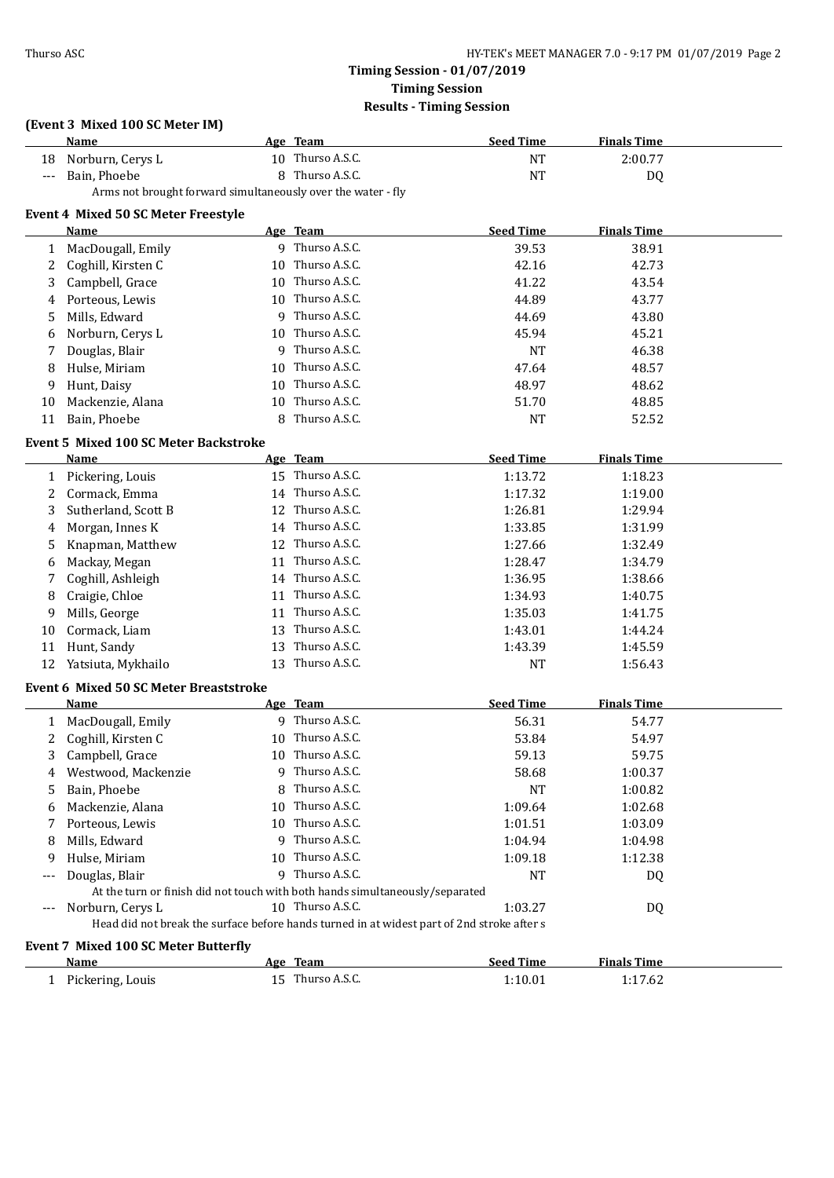**Timing Session - 01/07/2019**
**Timing Session**
**Results - Timing Session**

### (Event 3 Mixed 100 SC Meter IM)

| | Name | Age | Team | Seed Time | Finals Time |
|---|---|---|---|---|---|
| 18 | Norburn, Cerys L | 10 | Thurso A.S.C. | NT | 2:00.77 |
| --- | Bain, Phoebe | 8 | Thurso A.S.C. | NT | DQ |
| | Arms not brought forward simultaneously over the water - fly | | | | |

### Event 4 Mixed 50 SC Meter Freestyle

| | Name | Age | Team | Seed Time | Finals Time |
|---|---|---|---|---|---|
| 1 | MacDougall, Emily | 9 | Thurso A.S.C. | 39.53 | 38.91 |
| 2 | Coghill, Kirsten C | 10 | Thurso A.S.C. | 42.16 | 42.73 |
| 3 | Campbell, Grace | 10 | Thurso A.S.C. | 41.22 | 43.54 |
| 4 | Porteous, Lewis | 10 | Thurso A.S.C. | 44.89 | 43.77 |
| 5 | Mills, Edward | 9 | Thurso A.S.C. | 44.69 | 43.80 |
| 6 | Norburn, Cerys L | 10 | Thurso A.S.C. | 45.94 | 45.21 |
| 7 | Douglas, Blair | 9 | Thurso A.S.C. | NT | 46.38 |
| 8 | Hulse, Miriam | 10 | Thurso A.S.C. | 47.64 | 48.57 |
| 9 | Hunt, Daisy | 10 | Thurso A.S.C. | 48.97 | 48.62 |
| 10 | Mackenzie, Alana | 10 | Thurso A.S.C. | 51.70 | 48.85 |
| 11 | Bain, Phoebe | 8 | Thurso A.S.C. | NT | 52.52 |

### Event 5 Mixed 100 SC Meter Backstroke

| | Name | Age | Team | Seed Time | Finals Time |
|---|---|---|---|---|---|
| 1 | Pickering, Louis | 15 | Thurso A.S.C. | 1:13.72 | 1:18.23 |
| 2 | Cormack, Emma | 14 | Thurso A.S.C. | 1:17.32 | 1:19.00 |
| 3 | Sutherland, Scott B | 12 | Thurso A.S.C. | 1:26.81 | 1:29.94 |
| 4 | Morgan, Innes K | 14 | Thurso A.S.C. | 1:33.85 | 1:31.99 |
| 5 | Knapman, Matthew | 12 | Thurso A.S.C. | 1:27.66 | 1:32.49 |
| 6 | Mackay, Megan | 11 | Thurso A.S.C. | 1:28.47 | 1:34.79 |
| 7 | Coghill, Ashleigh | 14 | Thurso A.S.C. | 1:36.95 | 1:38.66 |
| 8 | Craigie, Chloe | 11 | Thurso A.S.C. | 1:34.93 | 1:40.75 |
| 9 | Mills, George | 11 | Thurso A.S.C. | 1:35.03 | 1:41.75 |
| 10 | Cormack, Liam | 13 | Thurso A.S.C. | 1:43.01 | 1:44.24 |
| 11 | Hunt, Sandy | 13 | Thurso A.S.C. | 1:43.39 | 1:45.59 |
| 12 | Yatsiuta, Mykhailo | 13 | Thurso A.S.C. | NT | 1:56.43 |

### Event 6 Mixed 50 SC Meter Breaststroke

| | Name | Age | Team | Seed Time | Finals Time |
|---|---|---|---|---|---|
| 1 | MacDougall, Emily | 9 | Thurso A.S.C. | 56.31 | 54.77 |
| 2 | Coghill, Kirsten C | 10 | Thurso A.S.C. | 53.84 | 54.97 |
| 3 | Campbell, Grace | 10 | Thurso A.S.C. | 59.13 | 59.75 |
| 4 | Westwood, Mackenzie | 9 | Thurso A.S.C. | 58.68 | 1:00.37 |
| 5 | Bain, Phoebe | 8 | Thurso A.S.C. | NT | 1:00.82 |
| 6 | Mackenzie, Alana | 10 | Thurso A.S.C. | 1:09.64 | 1:02.68 |
| 7 | Porteous, Lewis | 10 | Thurso A.S.C. | 1:01.51 | 1:03.09 |
| 8 | Mills, Edward | 9 | Thurso A.S.C. | 1:04.94 | 1:04.98 |
| 9 | Hulse, Miriam | 10 | Thurso A.S.C. | 1:09.18 | 1:12.38 |
| --- | Douglas, Blair | 9 | Thurso A.S.C. | NT | DQ |
| | At the turn or finish did not touch with both hands simultaneously/separated | | | | |
| --- | Norburn, Cerys L | 10 | Thurso A.S.C. | 1:03.27 | DQ |
| | Head did not break the surface before hands turned in at widest part of 2nd stroke after s | | | | |

### Event 7 Mixed 100 SC Meter Butterfly

| | Name | Age | Team | Seed Time | Finals Time |
|---|---|---|---|---|---|
| 1 | Pickering, Louis | 15 | Thurso A.S.C. | 1:10.01 | 1:17.62 |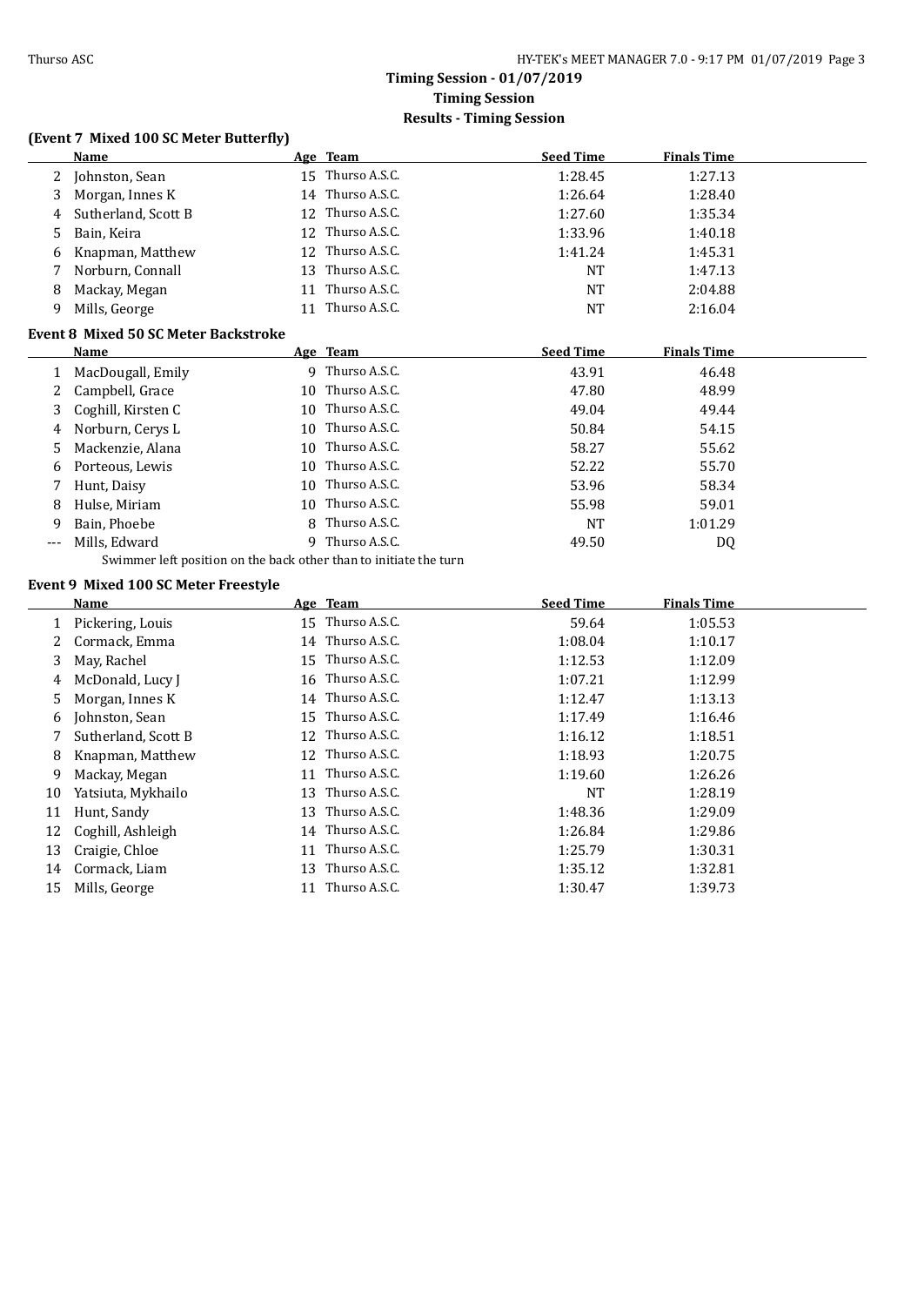**Timing Session - 01/07/2019**

**Timing Session**

**Results - Timing Session**

### (Event 7 Mixed 100 SC Meter Butterfly)

| | Name | Age | Team | Seed Time | Finals Time |
|---|---|---|---|---|---|
| 2 | Johnston, Sean | 15 | Thurso A.S.C. | 1:28.45 | 1:27.13 |
| 3 | Morgan, Innes K | 14 | Thurso A.S.C. | 1:26.64 | 1:28.40 |
| 4 | Sutherland, Scott B | 12 | Thurso A.S.C. | 1:27.60 | 1:35.34 |
| 5 | Bain, Keira | 12 | Thurso A.S.C. | 1:33.96 | 1:40.18 |
| 6 | Knapman, Matthew | 12 | Thurso A.S.C. | 1:41.24 | 1:45.31 |
| 7 | Norburn, Connall | 13 | Thurso A.S.C. | NT | 1:47.13 |
| 8 | Mackay, Megan | 11 | Thurso A.S.C. | NT | 2:04.88 |
| 9 | Mills, George | 11 | Thurso A.S.C. | NT | 2:16.04 |

### Event 8 Mixed 50 SC Meter Backstroke

| | Name | Age | Team | Seed Time | Finals Time |
|---|---|---|---|---|---|
| 1 | MacDougall, Emily | 9 | Thurso A.S.C. | 43.91 | 46.48 |
| 2 | Campbell, Grace | 10 | Thurso A.S.C. | 47.80 | 48.99 |
| 3 | Coghill, Kirsten C | 10 | Thurso A.S.C. | 49.04 | 49.44 |
| 4 | Norburn, Cerys L | 10 | Thurso A.S.C. | 50.84 | 54.15 |
| 5 | Mackenzie, Alana | 10 | Thurso A.S.C. | 58.27 | 55.62 |
| 6 | Porteous, Lewis | 10 | Thurso A.S.C. | 52.22 | 55.70 |
| 7 | Hunt, Daisy | 10 | Thurso A.S.C. | 53.96 | 58.34 |
| 8 | Hulse, Miriam | 10 | Thurso A.S.C. | 55.98 | 59.01 |
| 9 | Bain, Phoebe | 8 | Thurso A.S.C. | NT | 1:01.29 |
| --- | Mills, Edward | 9 | Thurso A.S.C. | 49.50 | DQ |

Swimmer left position on the back other than to initiate the turn

### Event 9 Mixed 100 SC Meter Freestyle

| | Name | Age | Team | Seed Time | Finals Time |
|---|---|---|---|---|---|
| 1 | Pickering, Louis | 15 | Thurso A.S.C. | 59.64 | 1:05.53 |
| 2 | Cormack, Emma | 14 | Thurso A.S.C. | 1:08.04 | 1:10.17 |
| 3 | May, Rachel | 15 | Thurso A.S.C. | 1:12.53 | 1:12.09 |
| 4 | McDonald, Lucy J | 16 | Thurso A.S.C. | 1:07.21 | 1:12.99 |
| 5 | Morgan, Innes K | 14 | Thurso A.S.C. | 1:12.47 | 1:13.13 |
| 6 | Johnston, Sean | 15 | Thurso A.S.C. | 1:17.49 | 1:16.46 |
| 7 | Sutherland, Scott B | 12 | Thurso A.S.C. | 1:16.12 | 1:18.51 |
| 8 | Knapman, Matthew | 12 | Thurso A.S.C. | 1:18.93 | 1:20.75 |
| 9 | Mackay, Megan | 11 | Thurso A.S.C. | 1:19.60 | 1:26.26 |
| 10 | Yatsiuta, Mykhailo | 13 | Thurso A.S.C. | NT | 1:28.19 |
| 11 | Hunt, Sandy | 13 | Thurso A.S.C. | 1:48.36 | 1:29.09 |
| 12 | Coghill, Ashleigh | 14 | Thurso A.S.C. | 1:26.84 | 1:29.86 |
| 13 | Craigie, Chloe | 11 | Thurso A.S.C. | 1:25.79 | 1:30.31 |
| 14 | Cormack, Liam | 13 | Thurso A.S.C. | 1:35.12 | 1:32.81 |
| 15 | Mills, George | 11 | Thurso A.S.C. | 1:30.47 | 1:39.73 |